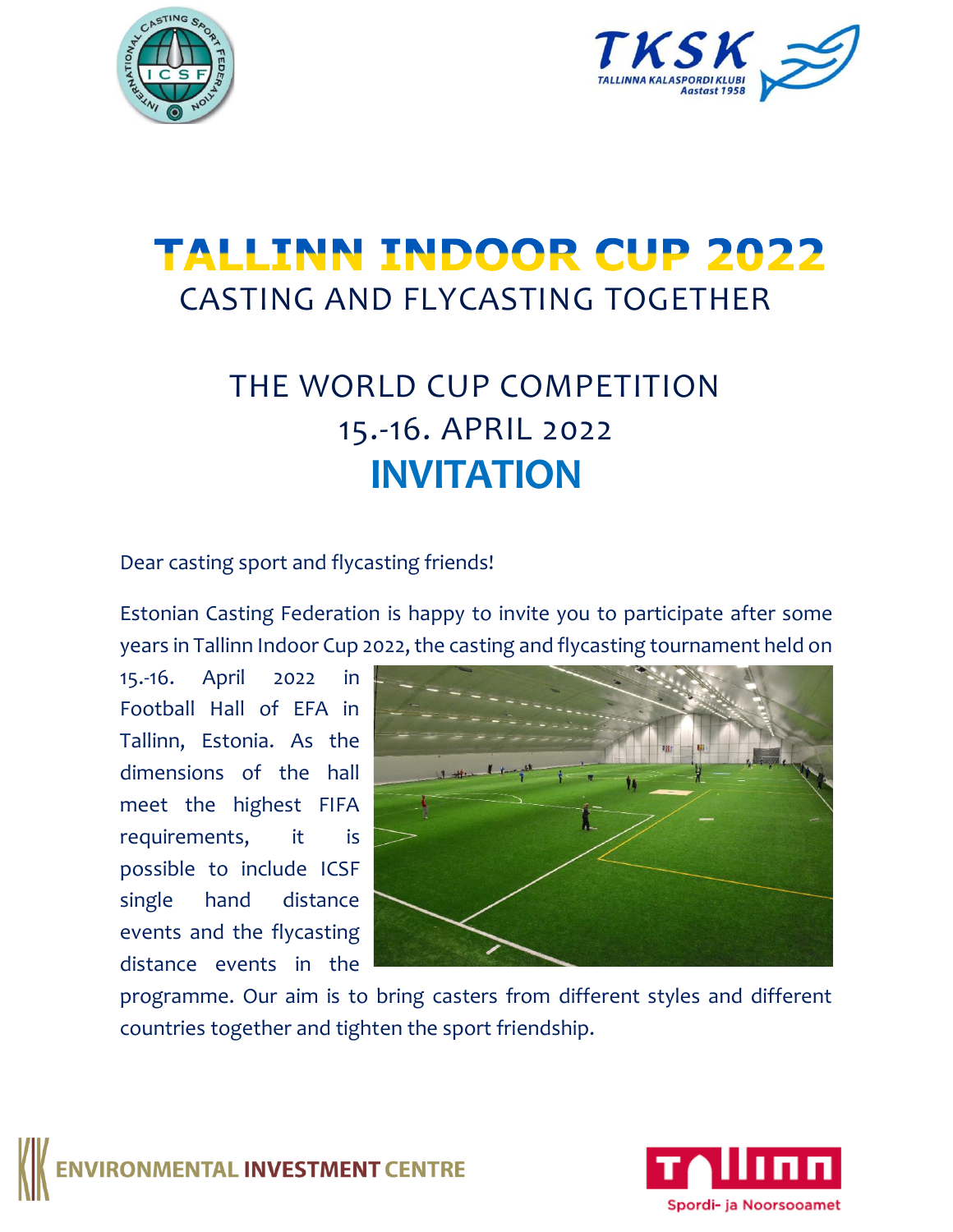# TALLINN INDOOR CUP 2022

## CASTING AND FLYCASTING TOGETHER

## THE WORLD CUP COMPETITION

## 15.-16. APRIL 2022

# INVITATION

Dear casting sport and flycasting friends!

Estonian Casting Federation is happy to invite you to participate after some years in Tallinn Indoor Cup 2022, the casting and flycasting tournament held on 15.-16. April 2022 in Football Hall of EFA in Tallinn, Estonia. As the dimensions of the hall meet the highest FIFA requirements, it is possible to include ICSF single hand distance events and the flycasting distance events in the programme. Our aim is to bring casters from different styles and different countries together and tighten the sport friendship.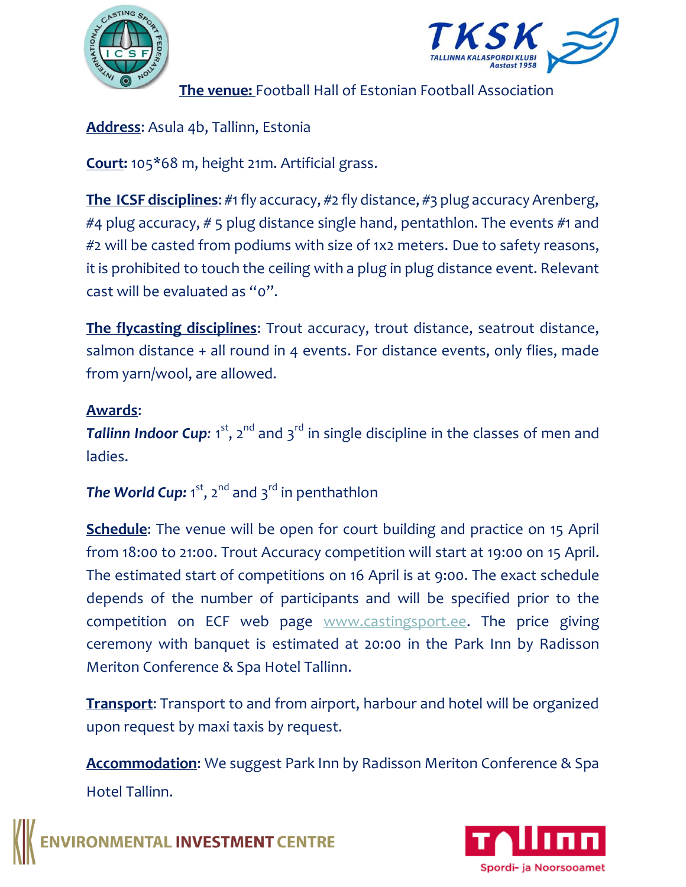**The venue:** Football Hall of Estonian Football Association

**Address**: Asula 4b, Tallinn, Estonia

**Court:** 105*68 m, height 21m. Artificial grass.

**The ICSF disciplines**: #1 fly accuracy, #2 fly distance, #3 plug accuracy Arenberg, #4 plug accuracy, # 5 plug distance single hand, pentathlon. The events #1 and #2 will be casted from podiums with size of 1x2 meters. Due to safety reasons, it is prohibited to touch the ceiling with a plug in plug distance event. Relevant cast will be evaluated as "0".

**The flycasting disciplines**: Trout accuracy, trout distance, seatrout distance, salmon distance + all round in 4 events. For distance events, only flies, made from yarn/wool, are allowed.

**Awards**:

***Tallinn Indoor Cup:*** 1st, 2nd and 3rd in single discipline in the classes of men and ladies.

***The World Cup:*** 1st, 2nd and 3rd in penthathlon

**Schedule**: The venue will be open for court building and practice on 15 April from 18:00 to 21:00. Trout Accuracy competition will start at 19:00 on 15 April. The estimated start of competitions on 16 April is at 9:00. The exact schedule depends of the number of participants and will be specified prior to the competition on ECF web page www.castingsport.ee. The price giving ceremony with banquet is estimated at 20:00 in the Park Inn by Radisson Meriton Conference & Spa Hotel Tallinn.

**Transport**: Transport to and from airport, harbour and hotel will be organized upon request by maxi taxis by request.

**Accommodation**: We suggest Park Inn by Radisson Meriton Conference & Spa Hotel Tallinn.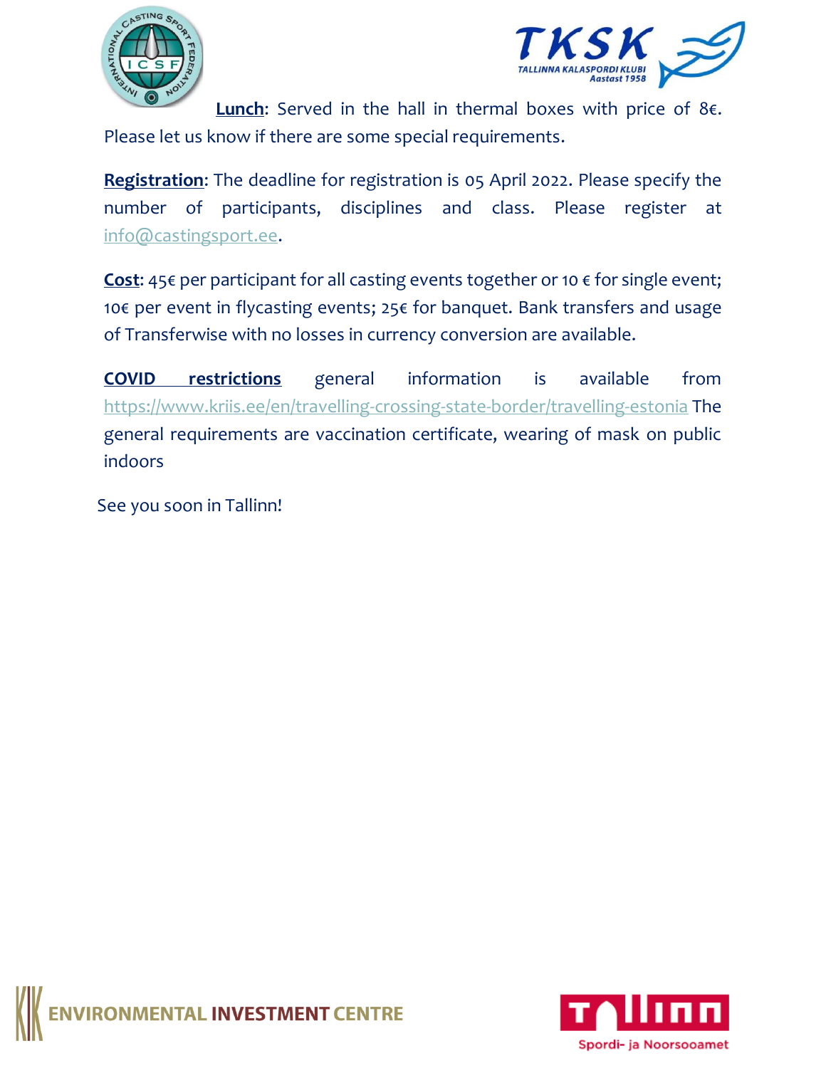**Lunch**: Served in the hall in thermal boxes with price of 8€. Please let us know if there are some special requirements.

**Registration**: The deadline for registration is 05 April 2022. Please specify the number of participants, disciplines and class. Please register at info@castingsport.ee.

**Cost**: 45€ per participant for all casting events together or 10 € for single event; 10€ per event in flycasting events; 25€ for banquet. Bank transfers and usage of Transferwise with no losses in currency conversion are available.

**COVID restrictions** general information is available from https://www.kriis.ee/en/travelling-crossing-state-border/travelling-estonia The general requirements are vaccination certificate, wearing of mask on public indoors

See you soon in Tallinn!